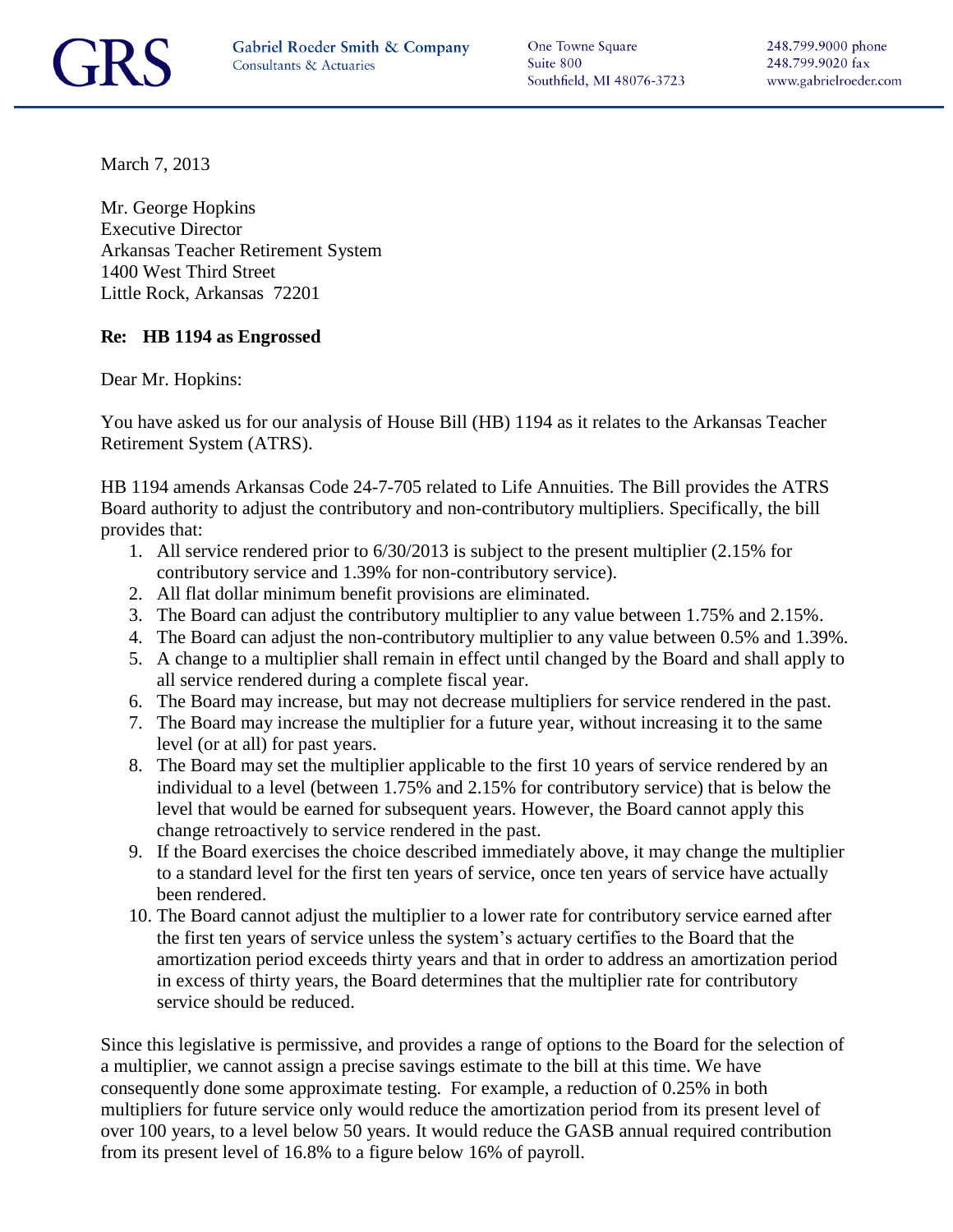GRS **Gabriel Roeder Smith & Company**
Consultants & Actuaries

One Towne Square
Suite 800
Southfield, MI 48076-3723

248.799.9000 phone
248.799.9020 fax
www.gabrielroeder.com

March 7, 2013

Mr. George Hopkins
Executive Director
Arkansas Teacher Retirement System
1400 West Third Street
Little Rock, Arkansas 72201

**Re: HB 1194 as Engrossed**

Dear Mr. Hopkins:

You have asked us for our analysis of House Bill (HB) 1194 as it relates to the Arkansas Teacher Retirement System (ATRS).

HB 1194 amends Arkansas Code 24-7-705 related to Life Annuities. The Bill provides the ATRS Board authority to adjust the contributory and non-contributory multipliers. Specifically, the bill provides that:

1. All service rendered prior to 6/30/2013 is subject to the present multiplier (2.15% for contributory service and 1.39% for non-contributory service).
2. All flat dollar minimum benefit provisions are eliminated.
3. The Board can adjust the contributory multiplier to any value between 1.75% and 2.15%.
4. The Board can adjust the non-contributory multiplier to any value between 0.5% and 1.39%.
5. A change to a multiplier shall remain in effect until changed by the Board and shall apply to all service rendered during a complete fiscal year.
6. The Board may increase, but may not decrease multipliers for service rendered in the past.
7. The Board may increase the multiplier for a future year, without increasing it to the same level (or at all) for past years.
8. The Board may set the multiplier applicable to the first 10 years of service rendered by an individual to a level (between 1.75% and 2.15% for contributory service) that is below the level that would be earned for subsequent years. However, the Board cannot apply this change retroactively to service rendered in the past.
9. If the Board exercises the choice described immediately above, it may change the multiplier to a standard level for the first ten years of service, once ten years of service have actually been rendered.
10. The Board cannot adjust the multiplier to a lower rate for contributory service earned after the first ten years of service unless the system's actuary certifies to the Board that the amortization period exceeds thirty years and that in order to address an amortization period in excess of thirty years, the Board determines that the multiplier rate for contributory service should be reduced.

Since this legislative is permissive, and provides a range of options to the Board for the selection of a multiplier, we cannot assign a precise savings estimate to the bill at this time. We have consequently done some approximate testing. For example, a reduction of 0.25% in both multipliers for future service only would reduce the amortization period from its present level of over 100 years, to a level below 50 years. It would reduce the GASB annual required contribution from its present level of 16.8% to a figure below 16% of payroll.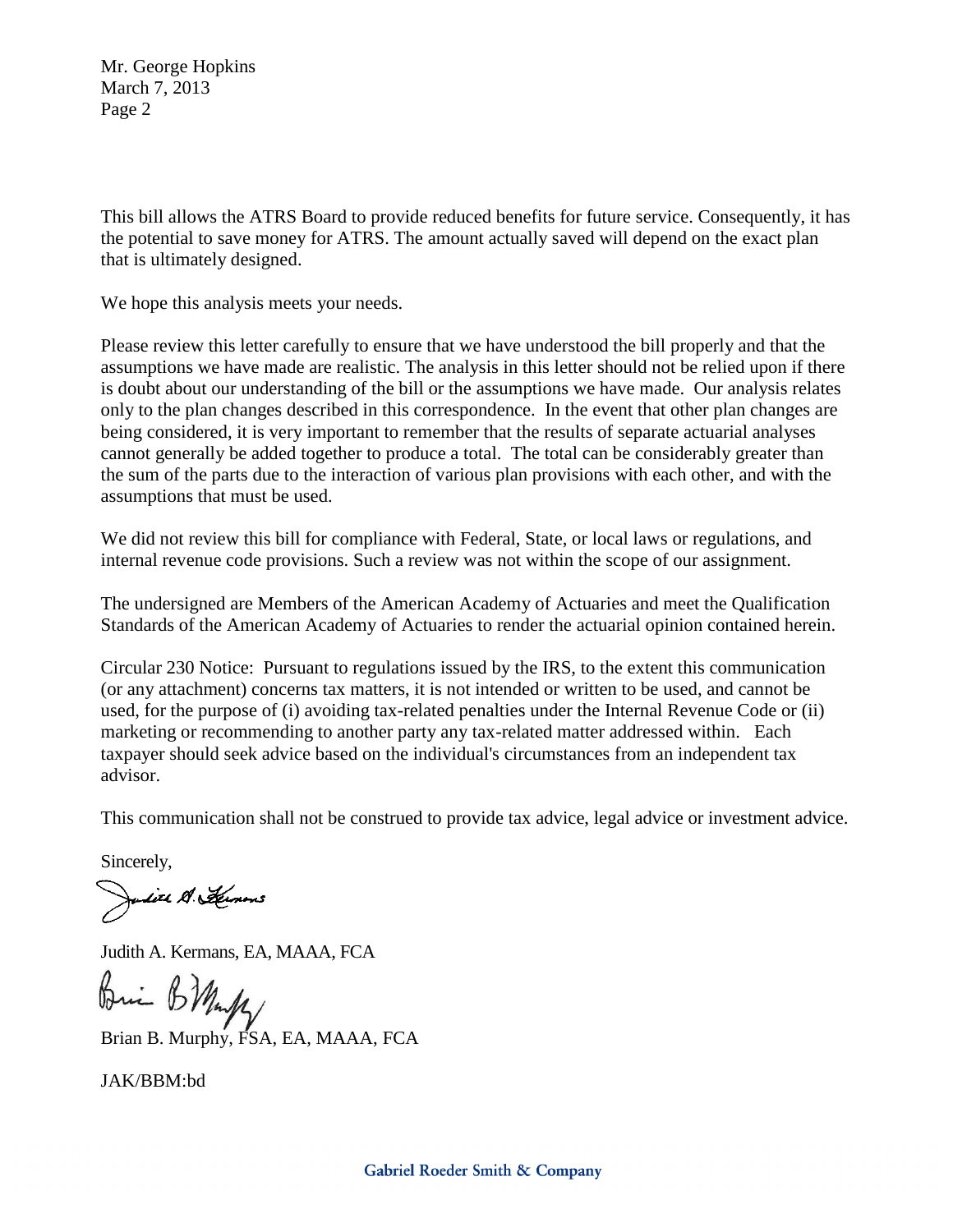This bill allows the ATRS Board to provide reduced benefits for future service. Consequently, it has the potential to save money for ATRS. The amount actually saved will depend on the exact plan that is ultimately designed.

We hope this analysis meets your needs.

Please review this letter carefully to ensure that we have understood the bill properly and that the assumptions we have made are realistic. The analysis in this letter should not be relied upon if there is doubt about our understanding of the bill or the assumptions we have made. Our analysis relates only to the plan changes described in this correspondence. In the event that other plan changes are being considered, it is very important to remember that the results of separate actuarial analyses cannot generally be added together to produce a total. The total can be considerably greater than the sum of the parts due to the interaction of various plan provisions with each other, and with the assumptions that must be used.

We did not review this bill for compliance with Federal, State, or local laws or regulations, and internal revenue code provisions. Such a review was not within the scope of our assignment.

The undersigned are Members of the American Academy of Actuaries and meet the Qualification Standards of the American Academy of Actuaries to render the actuarial opinion contained herein.

Circular 230 Notice: Pursuant to regulations issued by the IRS, to the extent this communication (or any attachment) concerns tax matters, it is not intended or written to be used, and cannot be used, for the purpose of (i) avoiding tax-related penalties under the Internal Revenue Code or (ii) marketing or recommending to another party any tax-related matter addressed within. Each taxpayer should seek advice based on the individual's circumstances from an independent tax advisor.

This communication shall not be construed to provide tax advice, legal advice or investment advice.

Sincerely,

Judith A. Kermans, EA, MAAA, FCA

Brian B. Murphy, FSA, EA, MAAA, FCA

JAK/BBM:bd